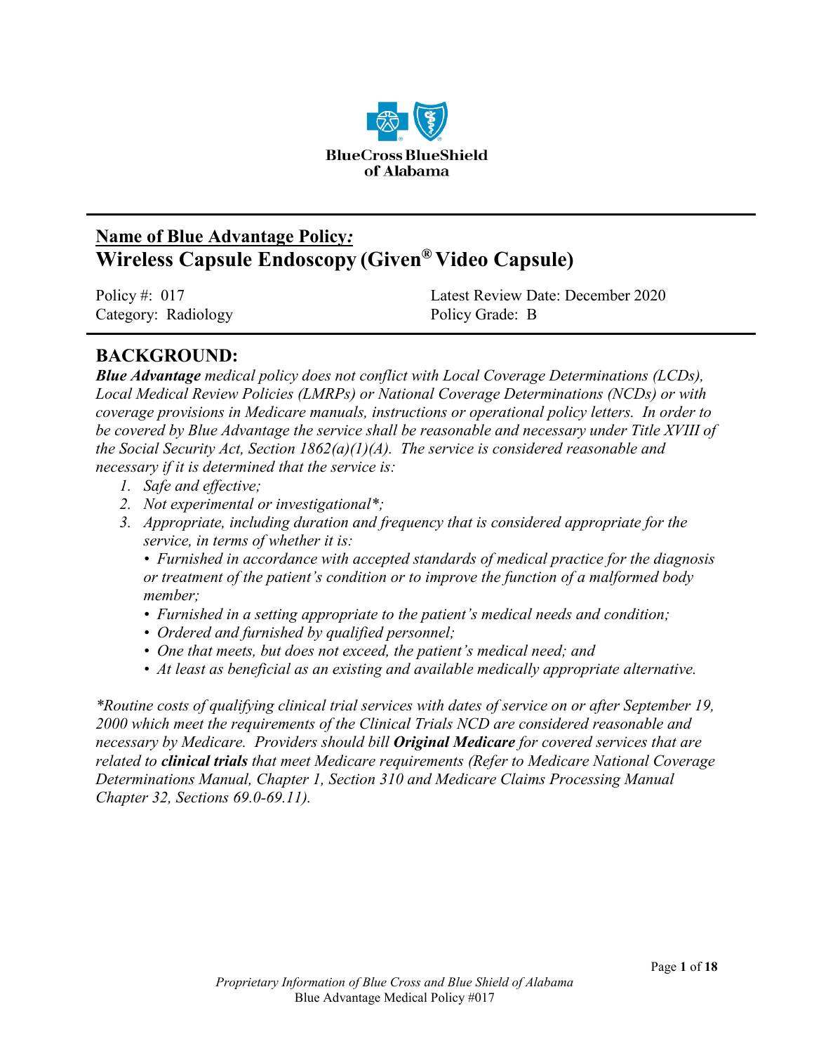BlueCross BlueShield of Alabama

## Name of Blue Advantage Policy*:*
# Wireless Capsule Endoscopy (Given® Video Capsule)

| Policy #: 017 | Latest Review Date: December 2020 |
|---|---|
| Category: Radiology | Policy Grade: B |

## BACKGROUND:

***Blue Advantage*** *medical policy does not conflict with Local Coverage Determinations (LCDs), Local Medical Review Policies (LMRPs) or National Coverage Determinations (NCDs) or with coverage provisions in Medicare manuals, instructions or operational policy letters. In order to be covered by Blue Advantage the service shall be reasonable and necessary under Title XVIII of the Social Security Act, Section 1862(a)(1)(A). The service is considered reasonable and necessary if it is determined that the service is:*

1. *Safe and effective;*
2. *Not experimental or investigational\*;*
3. *Appropriate, including duration and frequency that is considered appropriate for the service, in terms of whether it is:*
   - *Furnished in accordance with accepted standards of medical practice for the diagnosis or treatment of the patient's condition or to improve the function of a malformed body member;*
   - *Furnished in a setting appropriate to the patient's medical needs and condition;*
   - *Ordered and furnished by qualified personnel;*
   - *One that meets, but does not exceed, the patient's medical need; and*
   - *At least as beneficial as an existing and available medically appropriate alternative.*

*\*Routine costs of qualifying clinical trial services with dates of service on or after September 19, 2000 which meet the requirements of the Clinical Trials NCD are considered reasonable and necessary by Medicare. Providers should bill* ***Original Medicare*** *for covered services that are related to* ***clinical trials*** *that meet Medicare requirements (Refer to Medicare National Coverage Determinations Manual, Chapter 1, Section 310 and Medicare Claims Processing Manual Chapter 32, Sections 69.0-69.11).*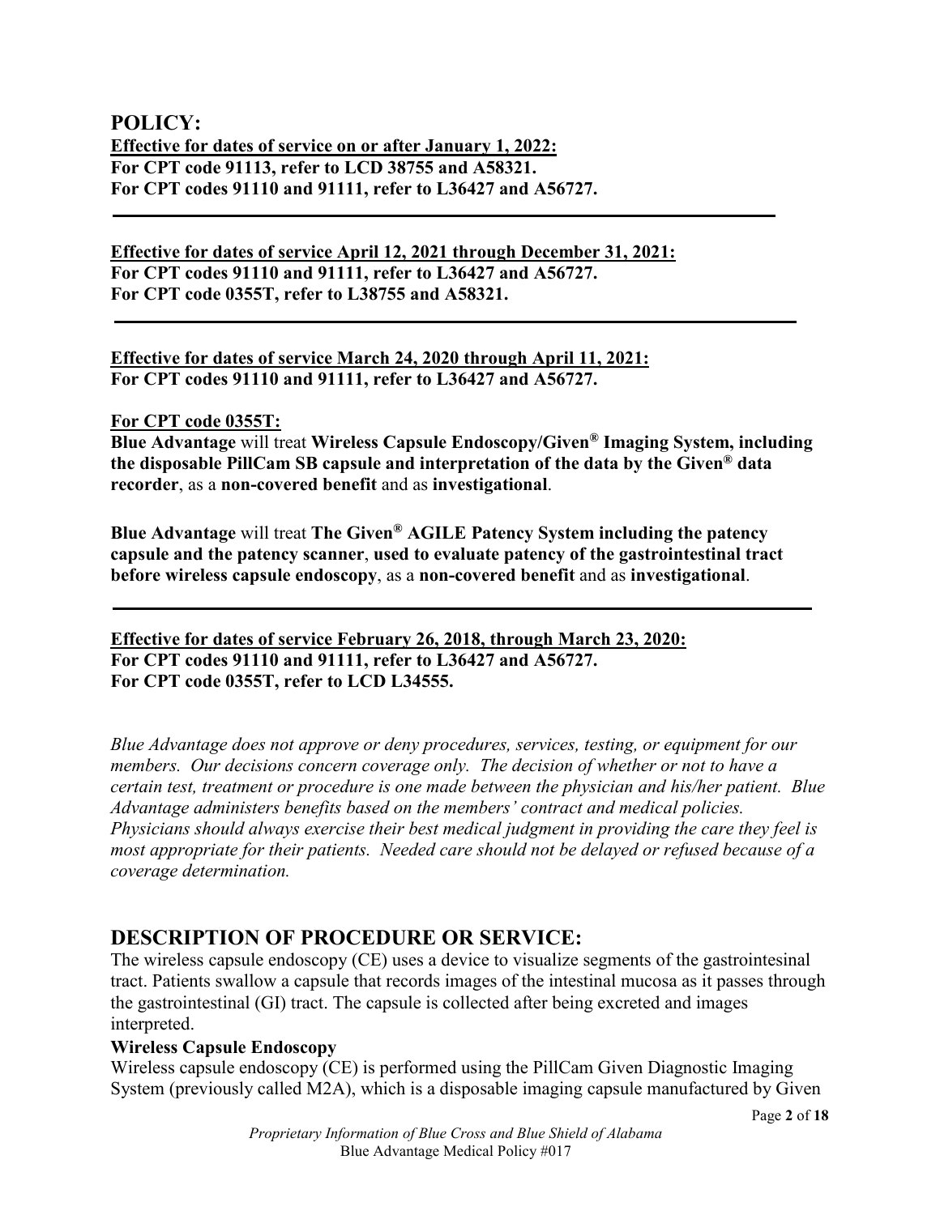## POLICY:

**Effective for dates of service on or after January 1, 2022:**
**For CPT code 91113, refer to LCD 38755 and A58321.**
**For CPT codes 91110 and 91111, refer to L36427 and A56727.**

---

**Effective for dates of service April 12, 2021 through December 31, 2021:**
**For CPT codes 91110 and 91111, refer to L36427 and A56727.**
**For CPT code 0355T, refer to L38755 and A58321.**

---

**Effective for dates of service March 24, 2020 through April 11, 2021:**
**For CPT codes 91110 and 91111, refer to L36427 and A56727.**

**For CPT code 0355T:**
**Blue Advantage** will treat **Wireless Capsule Endoscopy/Given® Imaging System, including the disposable PillCam SB capsule and interpretation of the data by the Given® data recorder**, as a **non-covered benefit** and as **investigational**.

**Blue Advantage** will treat **The Given® AGILE Patency System including the patency capsule and the patency scanner**, **used to evaluate patency of the gastrointestinal tract before wireless capsule endoscopy**, as a **non-covered benefit** and as **investigational**.

---

**Effective for dates of service February 26, 2018, through March 23, 2020:**
**For CPT codes 91110 and 91111, refer to L36427 and A56727.**
**For CPT code 0355T, refer to LCD L34555.**

*Blue Advantage does not approve or deny procedures, services, testing, or equipment for our members. Our decisions concern coverage only. The decision of whether or not to have a certain test, treatment or procedure is one made between the physician and his/her patient. Blue Advantage administers benefits based on the members' contract and medical policies. Physicians should always exercise their best medical judgment in providing the care they feel is most appropriate for their patients. Needed care should not be delayed or refused because of a coverage determination.*

## DESCRIPTION OF PROCEDURE OR SERVICE:

The wireless capsule endoscopy (CE) uses a device to visualize segments of the gastrointesinal tract. Patients swallow a capsule that records images of the intestinal mucosa as it passes through the gastrointestinal (GI) tract. The capsule is collected after being excreted and images interpreted.

**Wireless Capsule Endoscopy**

Wireless capsule endoscopy (CE) is performed using the PillCam Given Diagnostic Imaging System (previously called M2A), which is a disposable imaging capsule manufactured by Given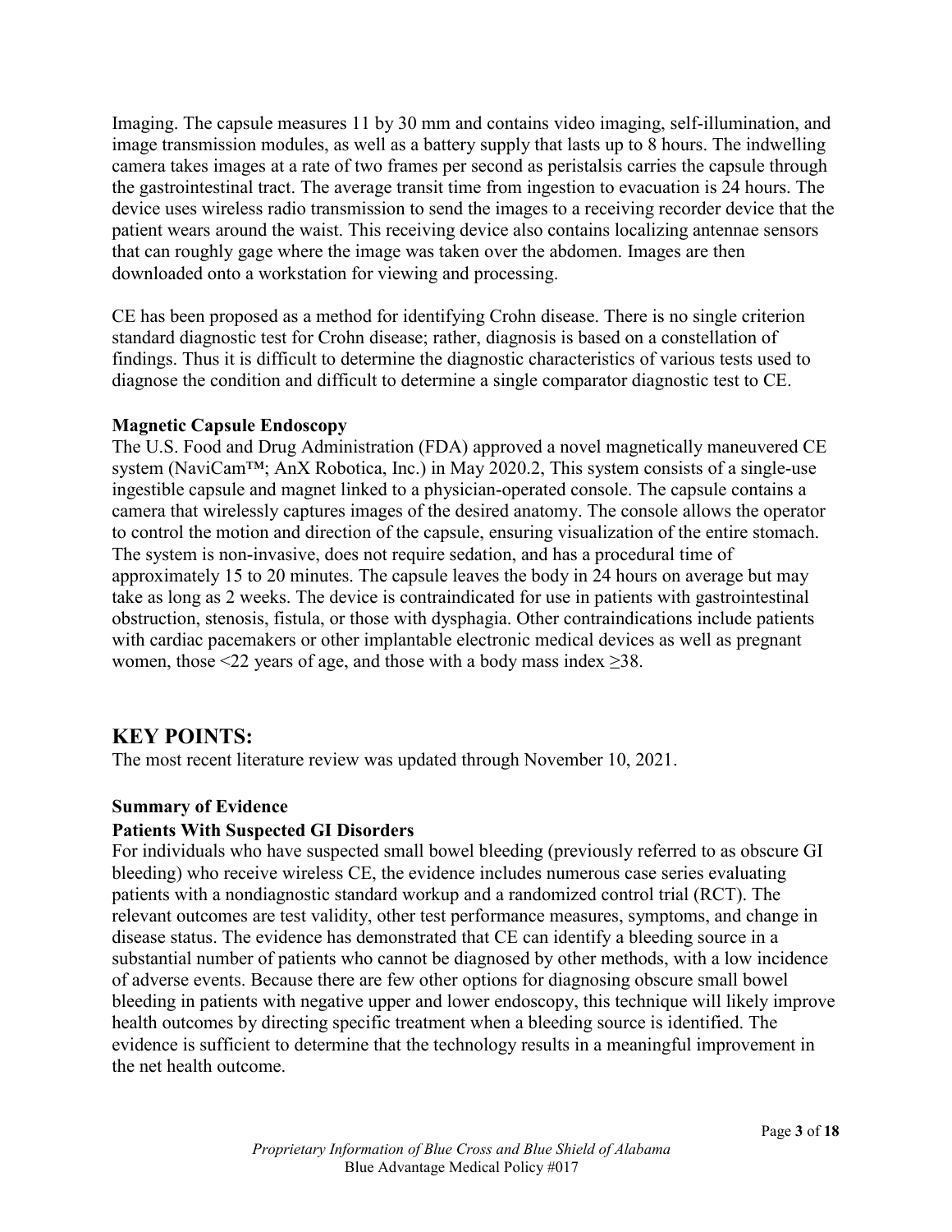Imaging. The capsule measures 11 by 30 mm and contains video imaging, self-illumination, and image transmission modules, as well as a battery supply that lasts up to 8 hours. The indwelling camera takes images at a rate of two frames per second as peristalsis carries the capsule through the gastrointestinal tract. The average transit time from ingestion to evacuation is 24 hours. The device uses wireless radio transmission to send the images to a receiving recorder device that the patient wears around the waist. This receiving device also contains localizing antennae sensors that can roughly gage where the image was taken over the abdomen. Images are then downloaded onto a workstation for viewing and processing.

CE has been proposed as a method for identifying Crohn disease. There is no single criterion standard diagnostic test for Crohn disease; rather, diagnosis is based on a constellation of findings. Thus it is difficult to determine the diagnostic characteristics of various tests used to diagnose the condition and difficult to determine a single comparator diagnostic test to CE.

**Magnetic Capsule Endoscopy**

The U.S. Food and Drug Administration (FDA) approved a novel magnetically maneuvered CE system (NaviCam™; AnX Robotica, Inc.) in May 2020.2, This system consists of a single-use ingestible capsule and magnet linked to a physician-operated console. The capsule contains a camera that wirelessly captures images of the desired anatomy. The console allows the operator to control the motion and direction of the capsule, ensuring visualization of the entire stomach. The system is non-invasive, does not require sedation, and has a procedural time of approximately 15 to 20 minutes. The capsule leaves the body in 24 hours on average but may take as long as 2 weeks. The device is contraindicated for use in patients with gastrointestinal obstruction, stenosis, fistula, or those with dysphagia. Other contraindications include patients with cardiac pacemakers or other implantable electronic medical devices as well as pregnant women, those <22 years of age, and those with a body mass index ≥38.

## KEY POINTS:

The most recent literature review was updated through November 10, 2021.

**Summary of Evidence**

**Patients With Suspected GI Disorders**

For individuals who have suspected small bowel bleeding (previously referred to as obscure GI bleeding) who receive wireless CE, the evidence includes numerous case series evaluating patients with a nondiagnostic standard workup and a randomized control trial (RCT). The relevant outcomes are test validity, other test performance measures, symptoms, and change in disease status. The evidence has demonstrated that CE can identify a bleeding source in a substantial number of patients who cannot be diagnosed by other methods, with a low incidence of adverse events. Because there are few other options for diagnosing obscure small bowel bleeding in patients with negative upper and lower endoscopy, this technique will likely improve health outcomes by directing specific treatment when a bleeding source is identified. The evidence is sufficient to determine that the technology results in a meaningful improvement in the net health outcome.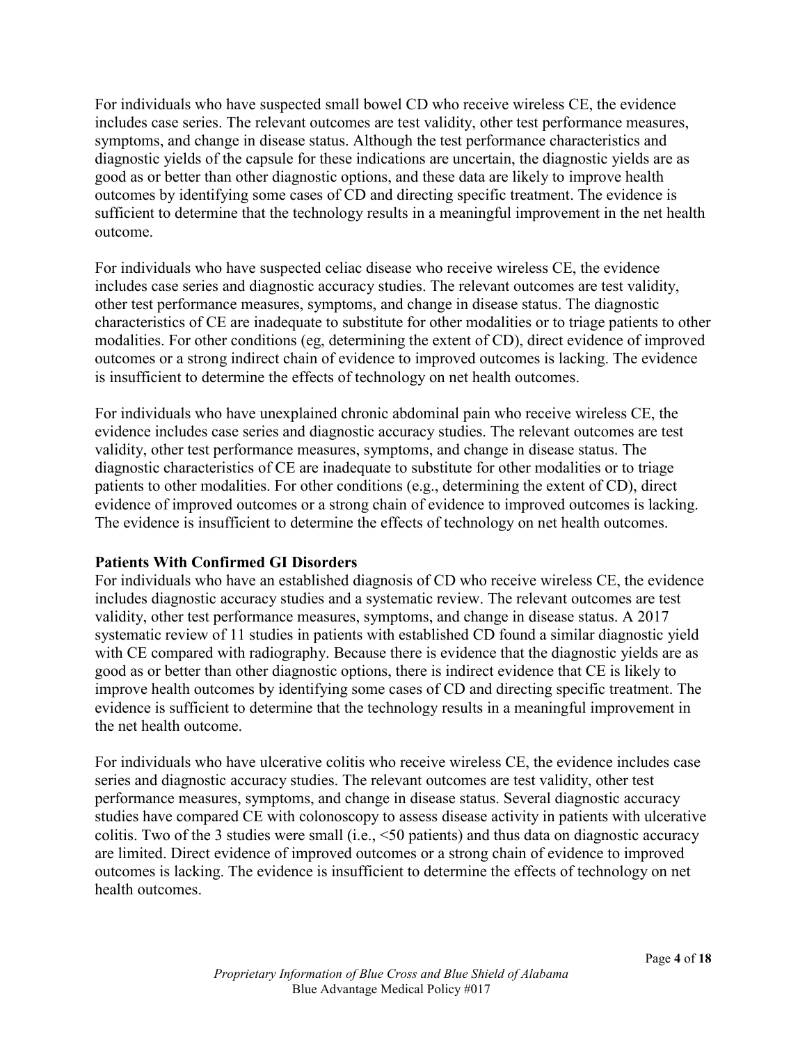For individuals who have suspected small bowel CD who receive wireless CE, the evidence includes case series. The relevant outcomes are test validity, other test performance measures, symptoms, and change in disease status. Although the test performance characteristics and diagnostic yields of the capsule for these indications are uncertain, the diagnostic yields are as good as or better than other diagnostic options, and these data are likely to improve health outcomes by identifying some cases of CD and directing specific treatment. The evidence is sufficient to determine that the technology results in a meaningful improvement in the net health outcome.

For individuals who have suspected celiac disease who receive wireless CE, the evidence includes case series and diagnostic accuracy studies. The relevant outcomes are test validity, other test performance measures, symptoms, and change in disease status. The diagnostic characteristics of CE are inadequate to substitute for other modalities or to triage patients to other modalities. For other conditions (eg, determining the extent of CD), direct evidence of improved outcomes or a strong indirect chain of evidence to improved outcomes is lacking. The evidence is insufficient to determine the effects of technology on net health outcomes.

For individuals who have unexplained chronic abdominal pain who receive wireless CE, the evidence includes case series and diagnostic accuracy studies. The relevant outcomes are test validity, other test performance measures, symptoms, and change in disease status. The diagnostic characteristics of CE are inadequate to substitute for other modalities or to triage patients to other modalities. For other conditions (e.g., determining the extent of CD), direct evidence of improved outcomes or a strong chain of evidence to improved outcomes is lacking. The evidence is insufficient to determine the effects of technology on net health outcomes.

**Patients With Confirmed GI Disorders**

For individuals who have an established diagnosis of CD who receive wireless CE, the evidence includes diagnostic accuracy studies and a systematic review. The relevant outcomes are test validity, other test performance measures, symptoms, and change in disease status. A 2017 systematic review of 11 studies in patients with established CD found a similar diagnostic yield with CE compared with radiography. Because there is evidence that the diagnostic yields are as good as or better than other diagnostic options, there is indirect evidence that CE is likely to improve health outcomes by identifying some cases of CD and directing specific treatment. The evidence is sufficient to determine that the technology results in a meaningful improvement in the net health outcome.

For individuals who have ulcerative colitis who receive wireless CE, the evidence includes case series and diagnostic accuracy studies. The relevant outcomes are test validity, other test performance measures, symptoms, and change in disease status. Several diagnostic accuracy studies have compared CE with colonoscopy to assess disease activity in patients with ulcerative colitis. Two of the 3 studies were small (i.e., <50 patients) and thus data on diagnostic accuracy are limited. Direct evidence of improved outcomes or a strong chain of evidence to improved outcomes is lacking. The evidence is insufficient to determine the effects of technology on net health outcomes.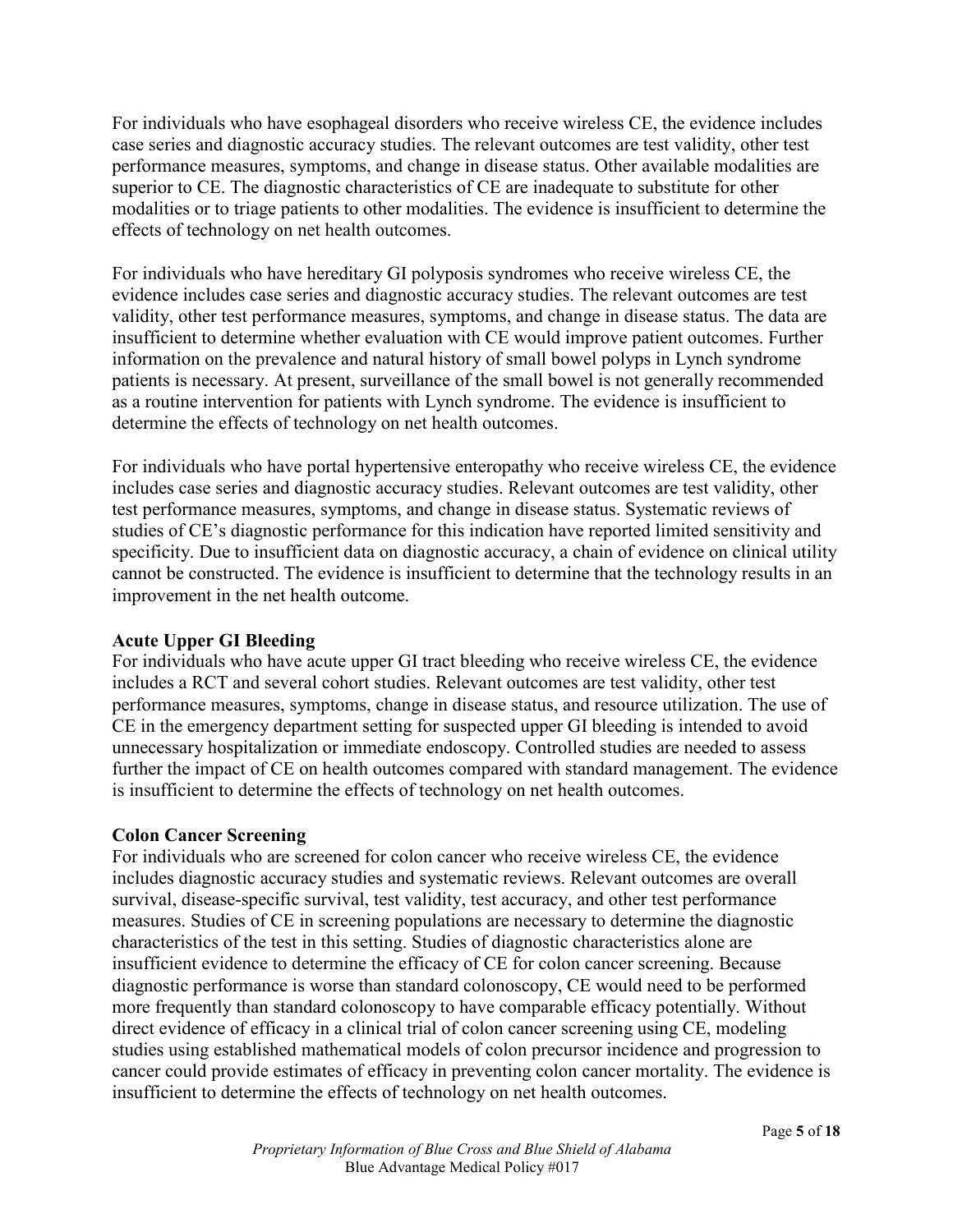For individuals who have esophageal disorders who receive wireless CE, the evidence includes case series and diagnostic accuracy studies. The relevant outcomes are test validity, other test performance measures, symptoms, and change in disease status. Other available modalities are superior to CE. The diagnostic characteristics of CE are inadequate to substitute for other modalities or to triage patients to other modalities. The evidence is insufficient to determine the effects of technology on net health outcomes.

For individuals who have hereditary GI polyposis syndromes who receive wireless CE, the evidence includes case series and diagnostic accuracy studies. The relevant outcomes are test validity, other test performance measures, symptoms, and change in disease status. The data are insufficient to determine whether evaluation with CE would improve patient outcomes. Further information on the prevalence and natural history of small bowel polyps in Lynch syndrome patients is necessary. At present, surveillance of the small bowel is not generally recommended as a routine intervention for patients with Lynch syndrome. The evidence is insufficient to determine the effects of technology on net health outcomes.

For individuals who have portal hypertensive enteropathy who receive wireless CE, the evidence includes case series and diagnostic accuracy studies. Relevant outcomes are test validity, other test performance measures, symptoms, and change in disease status. Systematic reviews of studies of CE's diagnostic performance for this indication have reported limited sensitivity and specificity. Due to insufficient data on diagnostic accuracy, a chain of evidence on clinical utility cannot be constructed. The evidence is insufficient to determine that the technology results in an improvement in the net health outcome.

**Acute Upper GI Bleeding**

For individuals who have acute upper GI tract bleeding who receive wireless CE, the evidence includes a RCT and several cohort studies. Relevant outcomes are test validity, other test performance measures, symptoms, change in disease status, and resource utilization. The use of CE in the emergency department setting for suspected upper GI bleeding is intended to avoid unnecessary hospitalization or immediate endoscopy. Controlled studies are needed to assess further the impact of CE on health outcomes compared with standard management. The evidence is insufficient to determine the effects of technology on net health outcomes.

**Colon Cancer Screening**

For individuals who are screened for colon cancer who receive wireless CE, the evidence includes diagnostic accuracy studies and systematic reviews. Relevant outcomes are overall survival, disease-specific survival, test validity, test accuracy, and other test performance measures. Studies of CE in screening populations are necessary to determine the diagnostic characteristics of the test in this setting. Studies of diagnostic characteristics alone are insufficient evidence to determine the efficacy of CE for colon cancer screening. Because diagnostic performance is worse than standard colonoscopy, CE would need to be performed more frequently than standard colonoscopy to have comparable efficacy potentially. Without direct evidence of efficacy in a clinical trial of colon cancer screening using CE, modeling studies using established mathematical models of colon precursor incidence and progression to cancer could provide estimates of efficacy in preventing colon cancer mortality. The evidence is insufficient to determine the effects of technology on net health outcomes.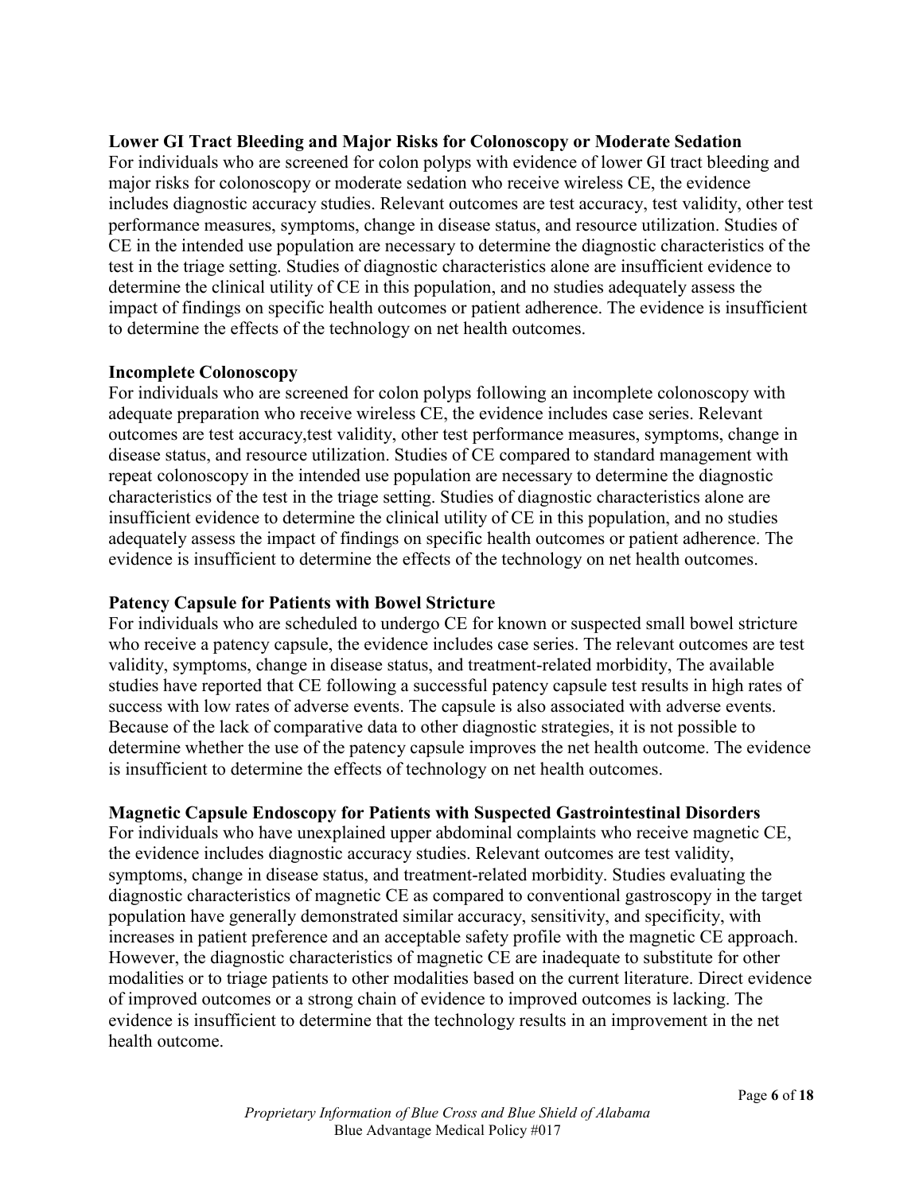**Lower GI Tract Bleeding and Major Risks for Colonoscopy or Moderate Sedation**

For individuals who are screened for colon polyps with evidence of lower GI tract bleeding and major risks for colonoscopy or moderate sedation who receive wireless CE, the evidence includes diagnostic accuracy studies. Relevant outcomes are test accuracy, test validity, other test performance measures, symptoms, change in disease status, and resource utilization. Studies of CE in the intended use population are necessary to determine the diagnostic characteristics of the test in the triage setting. Studies of diagnostic characteristics alone are insufficient evidence to determine the clinical utility of CE in this population, and no studies adequately assess the impact of findings on specific health outcomes or patient adherence. The evidence is insufficient to determine the effects of the technology on net health outcomes.

**Incomplete Colonoscopy**

For individuals who are screened for colon polyps following an incomplete colonoscopy with adequate preparation who receive wireless CE, the evidence includes case series. Relevant outcomes are test accuracy,test validity, other test performance measures, symptoms, change in disease status, and resource utilization. Studies of CE compared to standard management with repeat colonoscopy in the intended use population are necessary to determine the diagnostic characteristics of the test in the triage setting. Studies of diagnostic characteristics alone are insufficient evidence to determine the clinical utility of CE in this population, and no studies adequately assess the impact of findings on specific health outcomes or patient adherence. The evidence is insufficient to determine the effects of the technology on net health outcomes.

**Patency Capsule for Patients with Bowel Stricture**

For individuals who are scheduled to undergo CE for known or suspected small bowel stricture who receive a patency capsule, the evidence includes case series. The relevant outcomes are test validity, symptoms, change in disease status, and treatment-related morbidity, The available studies have reported that CE following a successful patency capsule test results in high rates of success with low rates of adverse events. The capsule is also associated with adverse events. Because of the lack of comparative data to other diagnostic strategies, it is not possible to determine whether the use of the patency capsule improves the net health outcome. The evidence is insufficient to determine the effects of technology on net health outcomes.

**Magnetic Capsule Endoscopy for Patients with Suspected Gastrointestinal Disorders**

For individuals who have unexplained upper abdominal complaints who receive magnetic CE, the evidence includes diagnostic accuracy studies. Relevant outcomes are test validity, symptoms, change in disease status, and treatment-related morbidity. Studies evaluating the diagnostic characteristics of magnetic CE as compared to conventional gastroscopy in the target population have generally demonstrated similar accuracy, sensitivity, and specificity, with increases in patient preference and an acceptable safety profile with the magnetic CE approach. However, the diagnostic characteristics of magnetic CE are inadequate to substitute for other modalities or to triage patients to other modalities based on the current literature. Direct evidence of improved outcomes or a strong chain of evidence to improved outcomes is lacking. The evidence is insufficient to determine that the technology results in an improvement in the net health outcome.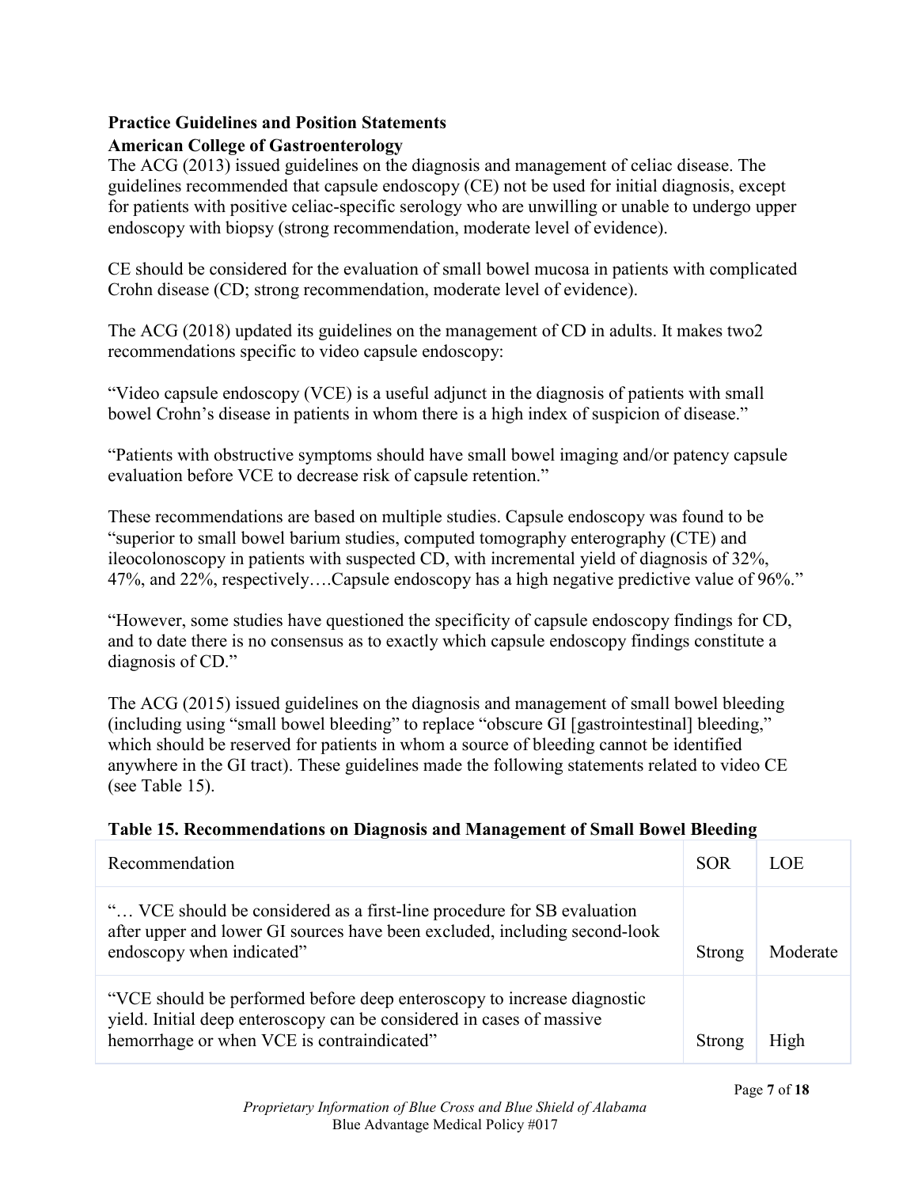## Practice Guidelines and Position Statements

### American College of Gastroenterology

The ACG (2013) issued guidelines on the diagnosis and management of celiac disease. The guidelines recommended that capsule endoscopy (CE) not be used for initial diagnosis, except for patients with positive celiac-specific serology who are unwilling or unable to undergo upper endoscopy with biopsy (strong recommendation, moderate level of evidence).

CE should be considered for the evaluation of small bowel mucosa in patients with complicated Crohn disease (CD; strong recommendation, moderate level of evidence).

The ACG (2018) updated its guidelines on the management of CD in adults. It makes two2 recommendations specific to video capsule endoscopy:

"Video capsule endoscopy (VCE) is a useful adjunct in the diagnosis of patients with small bowel Crohn's disease in patients in whom there is a high index of suspicion of disease."

"Patients with obstructive symptoms should have small bowel imaging and/or patency capsule evaluation before VCE to decrease risk of capsule retention."

These recommendations are based on multiple studies. Capsule endoscopy was found to be "superior to small bowel barium studies, computed tomography enterography (CTE) and ileocolonoscopy in patients with suspected CD, with incremental yield of diagnosis of 32%, 47%, and 22%, respectively….Capsule endoscopy has a high negative predictive value of 96%."

"However, some studies have questioned the specificity of capsule endoscopy findings for CD, and to date there is no consensus as to exactly which capsule endoscopy findings constitute a diagnosis of CD."

The ACG (2015) issued guidelines on the diagnosis and management of small bowel bleeding (including using "small bowel bleeding" to replace "obscure GI [gastrointestinal] bleeding," which should be reserved for patients in whom a source of bleeding cannot be identified anywhere in the GI tract). These guidelines made the following statements related to video CE (see Table 15).

**Table 15. Recommendations on Diagnosis and Management of Small Bowel Bleeding**

| Recommendation | SOR | LOE |
|---|---|---|
| "… VCE should be considered as a first-line procedure for SB evaluation after upper and lower GI sources have been excluded, including second-look endoscopy when indicated" | Strong | Moderate |
| "VCE should be performed before deep enteroscopy to increase diagnostic yield. Initial deep enteroscopy can be considered in cases of massive hemorrhage or when VCE is contraindicated" | Strong | High |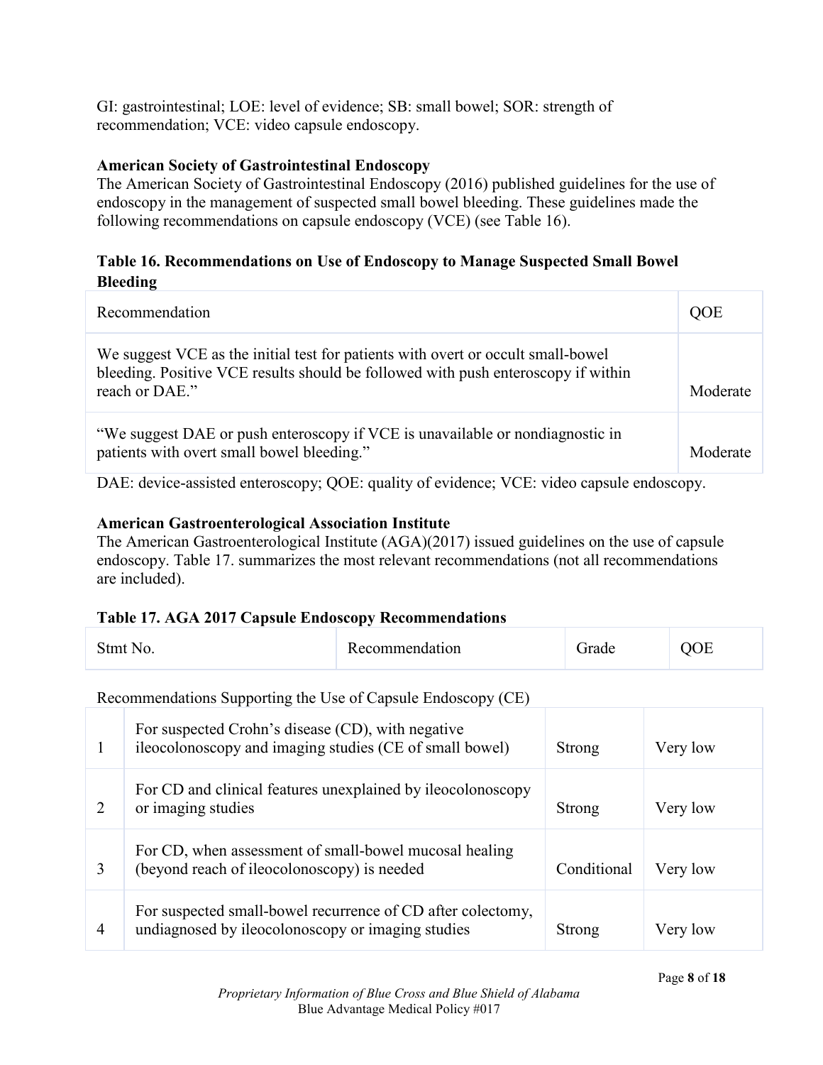GI: gastrointestinal; LOE: level of evidence; SB: small bowel; SOR: strength of recommendation; VCE: video capsule endoscopy.

**American Society of Gastrointestinal Endoscopy**

The American Society of Gastrointestinal Endoscopy (2016) published guidelines for the use of endoscopy in the management of suspected small bowel bleeding. These guidelines made the following recommendations on capsule endoscopy (VCE) (see Table 16).

**Table 16. Recommendations on Use of Endoscopy to Manage Suspected Small Bowel Bleeding**

| Recommendation | QOE |
|---|---|
| We suggest VCE as the initial test for patients with overt or occult small-bowel bleeding. Positive VCE results should be followed with push enteroscopy if within reach or DAE." | Moderate |
| "We suggest DAE or push enteroscopy if VCE is unavailable or nondiagnostic in patients with overt small bowel bleeding." | Moderate |

DAE: device-assisted enteroscopy; QOE: quality of evidence; VCE: video capsule endoscopy.

**American Gastroenterological Association Institute**

The American Gastroenterological Institute (AGA)(2017) issued guidelines on the use of capsule endoscopy. Table 17. summarizes the most relevant recommendations (not all recommendations are included).

**Table 17. AGA 2017 Capsule Endoscopy Recommendations**

| Stmt No. | Recommendation | Grade | QOE |
|---|---|---|---|
| Recommendations Supporting the Use of Capsule Endoscopy (CE) | | | |
| 1 | For suspected Crohn's disease (CD), with negative ileocolonoscopy and imaging studies (CE of small bowel) | Strong | Very low |
| 2 | For CD and clinical features unexplained by ileocolonoscopy or imaging studies | Strong | Very low |
| 3 | For CD, when assessment of small-bowel mucosal healing (beyond reach of ileocolonoscopy) is needed | Conditional | Very low |
| 4 | For suspected small-bowel recurrence of CD after colectomy, undiagnosed by ileocolonoscopy or imaging studies | Strong | Very low |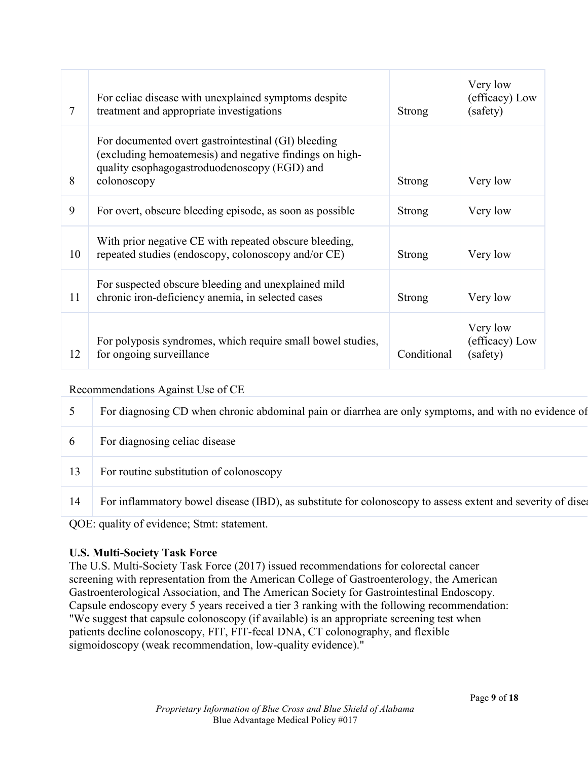| | | | |
|---|---|---|---|
| 7 | For celiac disease with unexplained symptoms despite treatment and appropriate investigations | Strong | Very low (efficacy) Low (safety) |
| 8 | For documented overt gastrointestinal (GI) bleeding (excluding hemoatemesis) and negative findings on high-quality esophagogastroduodenoscopy (EGD) and colonoscopy | Strong | Very low |
| 9 | For overt, obscure bleeding episode, as soon as possible | Strong | Very low |
| 10 | With prior negative CE with repeated obscure bleeding, repeated studies (endoscopy, colonoscopy and/or CE) | Strong | Very low |
| 11 | For suspected obscure bleeding and unexplained mild chronic iron-deficiency anemia, in selected cases | Strong | Very low |
| 12 | For polyposis syndromes, which require small bowel studies, for ongoing surveillance | Conditional | Very low (efficacy) Low (safety) |

Recommendations Against Use of CE

| | |
|---|---|
| 5 | For diagnosing CD when chronic abdominal pain or diarrhea are only symptoms, and with no evidence of |
| 6 | For diagnosing celiac disease |
| 13 | For routine substitution of colonoscopy |
| 14 | For inflammatory bowel disease (IBD), as substitute for colonoscopy to assess extent and severity of disea |

QOE: quality of evidence; Stmt: statement.

**U.S. Multi-Society Task Force**

The U.S. Multi-Society Task Force (2017) issued recommendations for colorectal cancer screening with representation from the American College of Gastroenterology, the American Gastroenterological Association, and The American Society for Gastrointestinal Endoscopy. Capsule endoscopy every 5 years received a tier 3 ranking with the following recommendation: "We suggest that capsule colonoscopy (if available) is an appropriate screening test when patients decline colonoscopy, FIT, FIT-fecal DNA, CT colonography, and flexible sigmoidoscopy (weak recommendation, low-quality evidence)."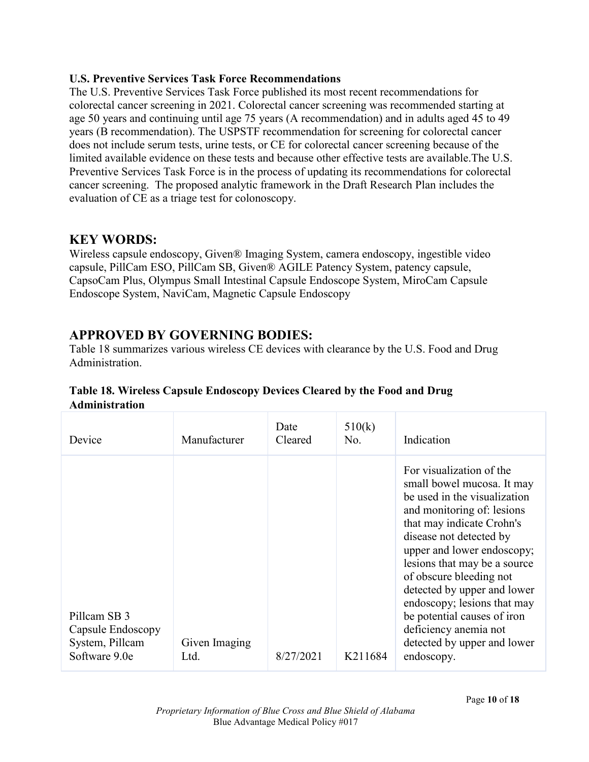**U.S. Preventive Services Task Force Recommendations**

The U.S. Preventive Services Task Force published its most recent recommendations for colorectal cancer screening in 2021. Colorectal cancer screening was recommended starting at age 50 years and continuing until age 75 years (A recommendation) and in adults aged 45 to 49 years (B recommendation). The USPSTF recommendation for screening for colorectal cancer does not include serum tests, urine tests, or CE for colorectal cancer screening because of the limited available evidence on these tests and because other effective tests are available.The U.S. Preventive Services Task Force is in the process of updating its recommendations for colorectal cancer screening. The proposed analytic framework in the Draft Research Plan includes the evaluation of CE as a triage test for colonoscopy.

## KEY WORDS:

Wireless capsule endoscopy, Given® Imaging System, camera endoscopy, ingestible video capsule, PillCam ESO, PillCam SB, Given® AGILE Patency System, patency capsule, CapsoCam Plus, Olympus Small Intestinal Capsule Endoscope System, MiroCam Capsule Endoscope System, NaviCam, Magnetic Capsule Endoscopy

## APPROVED BY GOVERNING BODIES:

Table 18 summarizes various wireless CE devices with clearance by the U.S. Food and Drug Administration.

**Table 18. Wireless Capsule Endoscopy Devices Cleared by the Food and Drug Administration**

| Device | Manufacturer | Date Cleared | 510(k) No. | Indication |
| --- | --- | --- | --- | --- |
| Pillcam SB 3 Capsule Endoscopy System, Pillcam Software 9.0e | Given Imaging Ltd. | 8/27/2021 | K211684 | For visualization of the small bowel mucosa. It may be used in the visualization and monitoring of: lesions that may indicate Crohn's disease not detected by upper and lower endoscopy; lesions that may be a source of obscure bleeding not detected by upper and lower endoscopy; lesions that may be potential causes of iron deficiency anemia not detected by upper and lower endoscopy. |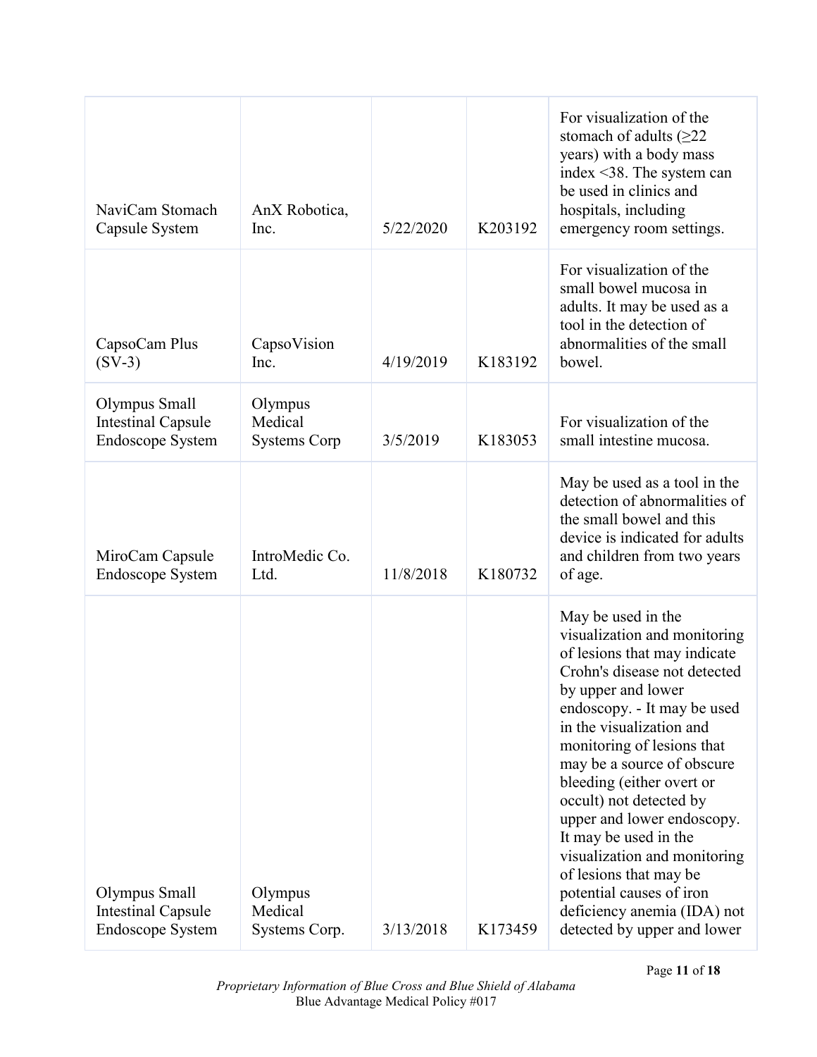| | | | | |
|---|---|---|---|---|
| NaviCam Stomach Capsule System | AnX Robotica, Inc. | 5/22/2020 | K203192 | For visualization of the stomach of adults (≥22 years) with a body mass index <38. The system can be used in clinics and hospitals, including emergency room settings. |
| CapsoCam Plus (SV-3) | CapsoVision Inc. | 4/19/2019 | K183192 | For visualization of the small bowel mucosa in adults. It may be used as a tool in the detection of abnormalities of the small bowel. |
| Olympus Small Intestinal Capsule Endoscope System | Olympus Medical Systems Corp | 3/5/2019 | K183053 | For visualization of the small intestine mucosa. |
| MiroCam Capsule Endoscope System | IntroMedic Co. Ltd. | 11/8/2018 | K180732 | May be used as a tool in the detection of abnormalities of the small bowel and this device is indicated for adults and children from two years of age. |
| Olympus Small Intestinal Capsule Endoscope System | Olympus Medical Systems Corp. | 3/13/2018 | K173459 | May be used in the visualization and monitoring of lesions that may indicate Crohn's disease not detected by upper and lower endoscopy. - It may be used in the visualization and monitoring of lesions that may be a source of obscure bleeding (either overt or occult) not detected by upper and lower endoscopy. It may be used in the visualization and monitoring of lesions that may be potential causes of iron deficiency anemia (IDA) not detected by upper and lower |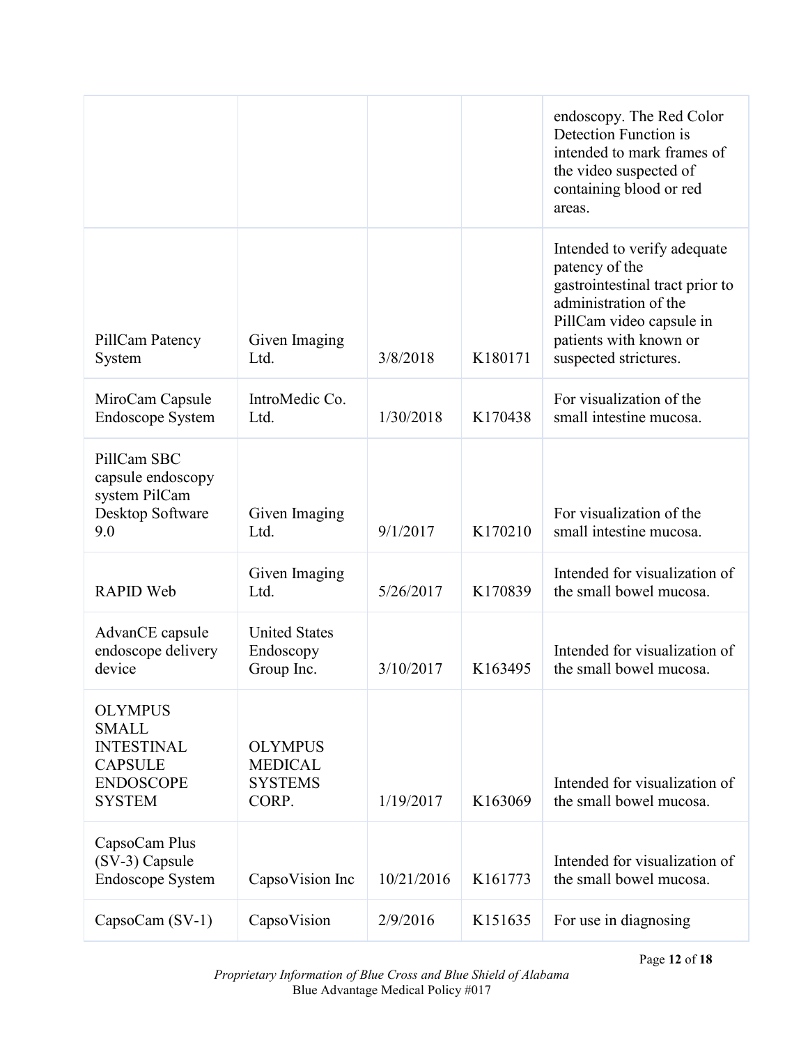| | | | | |
|---|---|---|---|---|
| | | | | endoscopy. The Red Color Detection Function is intended to mark frames of the video suspected of containing blood or red areas. |
| PillCam Patency System | Given Imaging Ltd. | 3/8/2018 | K180171 | Intended to verify adequate patency of the gastrointestinal tract prior to administration of the PillCam video capsule in patients with known or suspected strictures. |
| MiroCam Capsule Endoscope System | IntroMedic Co. Ltd. | 1/30/2018 | K170438 | For visualization of the small intestine mucosa. |
| PillCam SBC capsule endoscopy system PilCam Desktop Software 9.0 | Given Imaging Ltd. | 9/1/2017 | K170210 | For visualization of the small intestine mucosa. |
| RAPID Web | Given Imaging Ltd. | 5/26/2017 | K170839 | Intended for visualization of the small bowel mucosa. |
| AdvanCE capsule endoscope delivery device | United States Endoscopy Group Inc. | 3/10/2017 | K163495 | Intended for visualization of the small bowel mucosa. |
| OLYMPUS SMALL INTESTINAL CAPSULE ENDOSCOPE SYSTEM | OLYMPUS MEDICAL SYSTEMS CORP. | 1/19/2017 | K163069 | Intended for visualization of the small bowel mucosa. |
| CapsoCam Plus (SV-3) Capsule Endoscope System | CapsoVision Inc | 10/21/2016 | K161773 | Intended for visualization of the small bowel mucosa. |
| CapsoCam (SV-1) | CapsoVision | 2/9/2016 | K151635 | For use in diagnosing |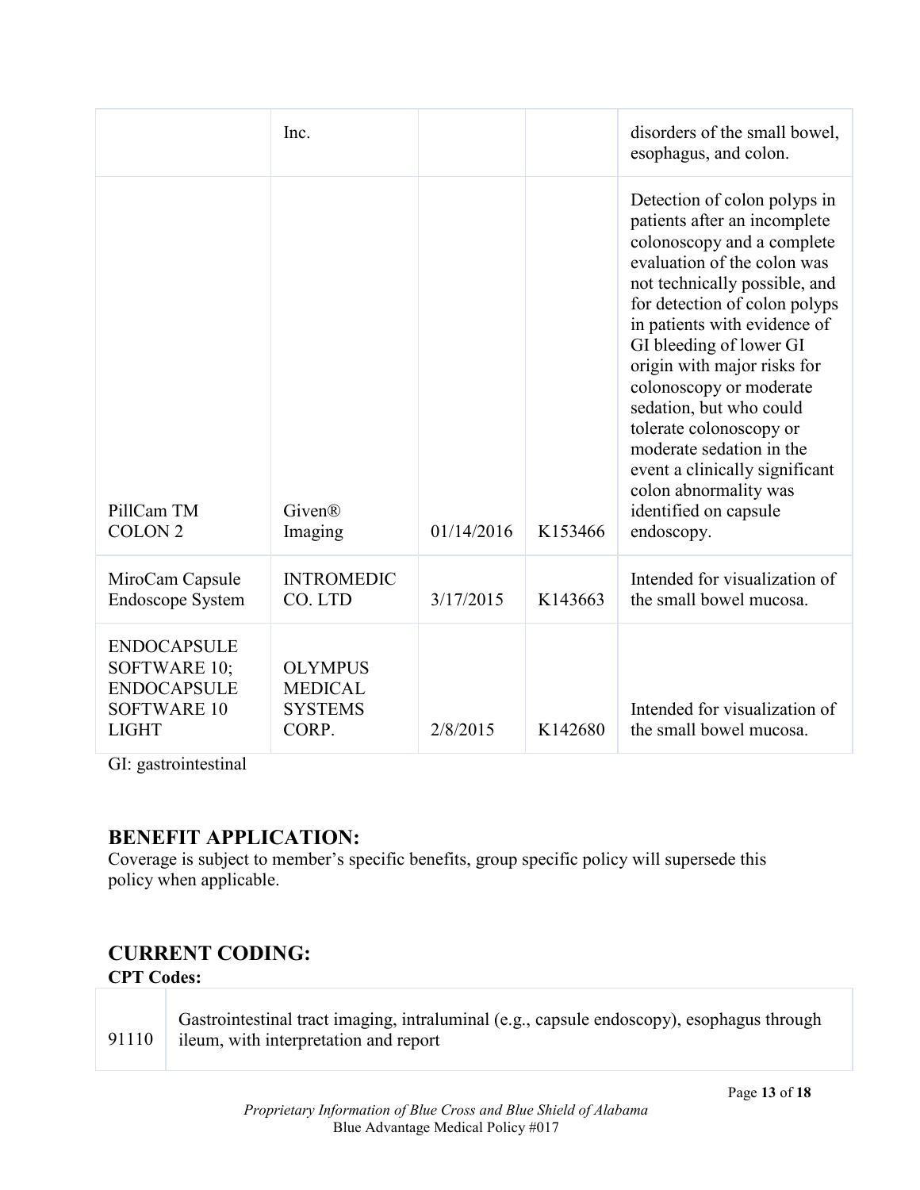|  | Inc. |  |  | disorders of the small bowel, esophagus, and colon. |
|---|---|---|---|---|
| PillCam TM COLON 2 | Given® Imaging | 01/14/2016 | K153466 | Detection of colon polyps in patients after an incomplete colonoscopy and a complete evaluation of the colon was not technically possible, and for detection of colon polyps in patients with evidence of GI bleeding of lower GI origin with major risks for colonoscopy or moderate sedation, but who could tolerate colonoscopy or moderate sedation in the event a clinically significant colon abnormality was identified on capsule endoscopy. |
| MiroCam Capsule Endoscope System | INTROMEDIC CO. LTD | 3/17/2015 | K143663 | Intended for visualization of the small bowel mucosa. |
| ENDOCAPSULE SOFTWARE 10; ENDOCAPSULE SOFTWARE 10 LIGHT | OLYMPUS MEDICAL SYSTEMS CORP. | 2/8/2015 | K142680 | Intended for visualization of the small bowel mucosa. |

GI: gastrointestinal

## BENEFIT APPLICATION:

Coverage is subject to member's specific benefits, group specific policy will supersede this policy when applicable.

## CURRENT CODING:

**CPT Codes:**

| | |
|---|---|
| 91110 | Gastrointestinal tract imaging, intraluminal (e.g., capsule endoscopy), esophagus through ileum, with interpretation and report |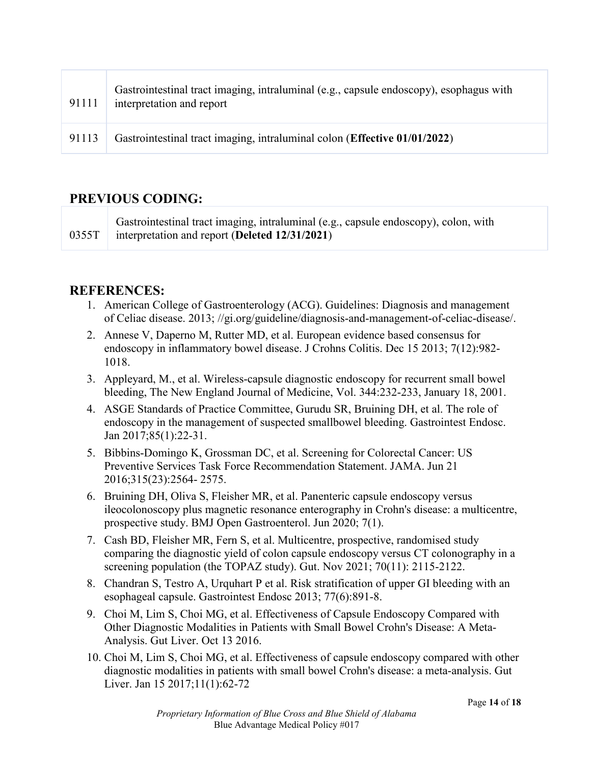| | |
|---|---|
| 91111 | Gastrointestinal tract imaging, intraluminal (e.g., capsule endoscopy), esophagus with interpretation and report |
| 91113 | Gastrointestinal tract imaging, intraluminal colon (**Effective 01/01/2022**) |

## PREVIOUS CODING:

| | |
|---|---|
| 0355T | Gastrointestinal tract imaging, intraluminal (e.g., capsule endoscopy), colon, with interpretation and report (**Deleted 12/31/2021**) |

## REFERENCES:

1. American College of Gastroenterology (ACG). Guidelines: Diagnosis and management of Celiac disease. 2013; //gi.org/guideline/diagnosis-and-management-of-celiac-disease/.
2. Annese V, Daperno M, Rutter MD, et al. European evidence based consensus for endoscopy in inflammatory bowel disease. J Crohns Colitis. Dec 15 2013; 7(12):982-1018.
3. Appleyard, M., et al. Wireless-capsule diagnostic endoscopy for recurrent small bowel bleeding, The New England Journal of Medicine, Vol. 344:232-233, January 18, 2001.
4. ASGE Standards of Practice Committee, Gurudu SR, Bruining DH, et al. The role of endoscopy in the management of suspected smallbowel bleeding. Gastrointest Endosc. Jan 2017;85(1):22-31.
5. Bibbins-Domingo K, Grossman DC, et al. Screening for Colorectal Cancer: US Preventive Services Task Force Recommendation Statement. JAMA. Jun 21 2016;315(23):2564- 2575.
6. Bruining DH, Oliva S, Fleisher MR, et al. Panenteric capsule endoscopy versus ileocolonoscopy plus magnetic resonance enterography in Crohn's disease: a multicentre, prospective study. BMJ Open Gastroenterol. Jun 2020; 7(1).
7. Cash BD, Fleisher MR, Fern S, et al. Multicentre, prospective, randomised study comparing the diagnostic yield of colon capsule endoscopy versus CT colonography in a screening population (the TOPAZ study). Gut. Nov 2021; 70(11): 2115-2122.
8. Chandran S, Testro A, Urquhart P et al. Risk stratification of upper GI bleeding with an esophageal capsule. Gastrointest Endosc 2013; 77(6):891-8.
9. Choi M, Lim S, Choi MG, et al. Effectiveness of Capsule Endoscopy Compared with Other Diagnostic Modalities in Patients with Small Bowel Crohn's Disease: A Meta-Analysis. Gut Liver. Oct 13 2016.
10. Choi M, Lim S, Choi MG, et al. Effectiveness of capsule endoscopy compared with other diagnostic modalities in patients with small bowel Crohn's disease: a meta-analysis. Gut Liver. Jan 15 2017;11(1):62-72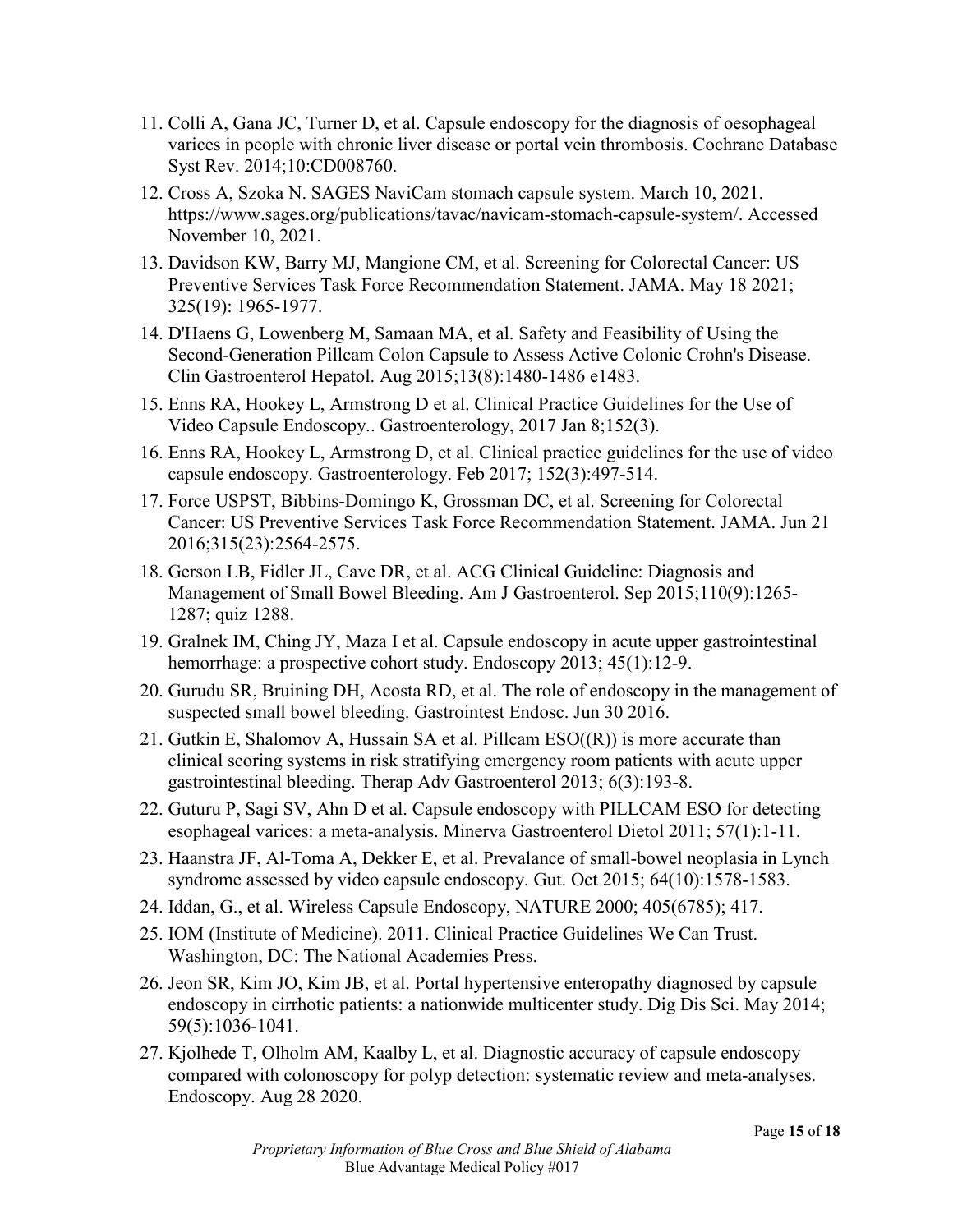11. Colli A, Gana JC, Turner D, et al. Capsule endoscopy for the diagnosis of oesophageal varices in people with chronic liver disease or portal vein thrombosis. Cochrane Database Syst Rev. 2014;10:CD008760.
12. Cross A, Szoka N. SAGES NaviCam stomach capsule system. March 10, 2021. https://www.sages.org/publications/tavac/navicam-stomach-capsule-system/. Accessed November 10, 2021.
13. Davidson KW, Barry MJ, Mangione CM, et al. Screening for Colorectal Cancer: US Preventive Services Task Force Recommendation Statement. JAMA. May 18 2021; 325(19): 1965-1977.
14. D'Haens G, Lowenberg M, Samaan MA, et al. Safety and Feasibility of Using the Second-Generation Pillcam Colon Capsule to Assess Active Colonic Crohn's Disease. Clin Gastroenterol Hepatol. Aug 2015;13(8):1480-1486 e1483.
15. Enns RA, Hookey L, Armstrong D et al. Clinical Practice Guidelines for the Use of Video Capsule Endoscopy.. Gastroenterology, 2017 Jan 8;152(3).
16. Enns RA, Hookey L, Armstrong D, et al. Clinical practice guidelines for the use of video capsule endoscopy. Gastroenterology. Feb 2017; 152(3):497-514.
17. Force USPST, Bibbins-Domingo K, Grossman DC, et al. Screening for Colorectal Cancer: US Preventive Services Task Force Recommendation Statement. JAMA. Jun 21 2016;315(23):2564-2575.
18. Gerson LB, Fidler JL, Cave DR, et al. ACG Clinical Guideline: Diagnosis and Management of Small Bowel Bleeding. Am J Gastroenterol. Sep 2015;110(9):1265-1287; quiz 1288.
19. Gralnek IM, Ching JY, Maza I et al. Capsule endoscopy in acute upper gastrointestinal hemorrhage: a prospective cohort study. Endoscopy 2013; 45(1):12-9.
20. Gurudu SR, Bruining DH, Acosta RD, et al. The role of endoscopy in the management of suspected small bowel bleeding. Gastrointest Endosc. Jun 30 2016.
21. Gutkin E, Shalomov A, Hussain SA et al. Pillcam ESO((R)) is more accurate than clinical scoring systems in risk stratifying emergency room patients with acute upper gastrointestinal bleeding. Therap Adv Gastroenterol 2013; 6(3):193-8.
22. Guturu P, Sagi SV, Ahn D et al. Capsule endoscopy with PILLCAM ESO for detecting esophageal varices: a meta-analysis. Minerva Gastroenterol Dietol 2011; 57(1):1-11.
23. Haanstra JF, Al-Toma A, Dekker E, et al. Prevalance of small-bowel neoplasia in Lynch syndrome assessed by video capsule endoscopy. Gut. Oct 2015; 64(10):1578-1583.
24. Iddan, G., et al. Wireless Capsule Endoscopy, NATURE 2000; 405(6785); 417.
25. IOM (Institute of Medicine). 2011. Clinical Practice Guidelines We Can Trust. Washington, DC: The National Academies Press.
26. Jeon SR, Kim JO, Kim JB, et al. Portal hypertensive enteropathy diagnosed by capsule endoscopy in cirrhotic patients: a nationwide multicenter study. Dig Dis Sci. May 2014; 59(5):1036-1041.
27. Kjolhede T, Olholm AM, Kaalby L, et al. Diagnostic accuracy of capsule endoscopy compared with colonoscopy for polyp detection: systematic review and meta-analyses. Endoscopy. Aug 28 2020.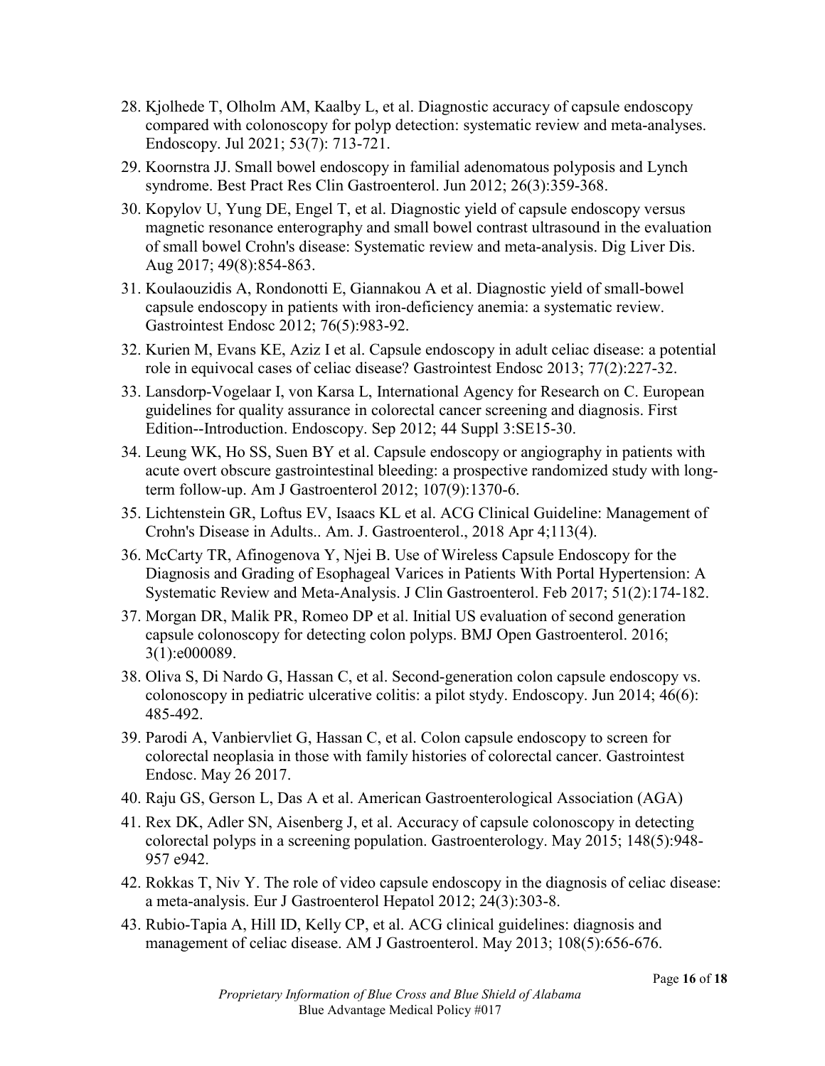28. Kjolhede T, Olholm AM, Kaalby L, et al. Diagnostic accuracy of capsule endoscopy compared with colonoscopy for polyp detection: systematic review and meta-analyses. Endoscopy. Jul 2021; 53(7): 713-721.
29. Koornstra JJ. Small bowel endoscopy in familial adenomatous polyposis and Lynch syndrome. Best Pract Res Clin Gastroenterol. Jun 2012; 26(3):359-368.
30. Kopylov U, Yung DE, Engel T, et al. Diagnostic yield of capsule endoscopy versus magnetic resonance enterography and small bowel contrast ultrasound in the evaluation of small bowel Crohn's disease: Systematic review and meta-analysis. Dig Liver Dis. Aug 2017; 49(8):854-863.
31. Koulaouzidis A, Rondonotti E, Giannakou A et al. Diagnostic yield of small-bowel capsule endoscopy in patients with iron-deficiency anemia: a systematic review. Gastrointest Endosc 2012; 76(5):983-92.
32. Kurien M, Evans KE, Aziz I et al. Capsule endoscopy in adult celiac disease: a potential role in equivocal cases of celiac disease? Gastrointest Endosc 2013; 77(2):227-32.
33. Lansdorp-Vogelaar I, von Karsa L, International Agency for Research on C. European guidelines for quality assurance in colorectal cancer screening and diagnosis. First Edition--Introduction. Endoscopy. Sep 2012; 44 Suppl 3:SE15-30.
34. Leung WK, Ho SS, Suen BY et al. Capsule endoscopy or angiography in patients with acute overt obscure gastrointestinal bleeding: a prospective randomized study with long-term follow-up. Am J Gastroenterol 2012; 107(9):1370-6.
35. Lichtenstein GR, Loftus EV, Isaacs KL et al. ACG Clinical Guideline: Management of Crohn's Disease in Adults.. Am. J. Gastroenterol., 2018 Apr 4;113(4).
36. McCarty TR, Afinogenova Y, Njei B. Use of Wireless Capsule Endoscopy for the Diagnosis and Grading of Esophageal Varices in Patients With Portal Hypertension: A Systematic Review and Meta-Analysis. J Clin Gastroenterol. Feb 2017; 51(2):174-182.
37. Morgan DR, Malik PR, Romeo DP et al. Initial US evaluation of second generation capsule colonoscopy for detecting colon polyps. BMJ Open Gastroenterol. 2016; 3(1):e000089.
38. Oliva S, Di Nardo G, Hassan C, et al. Second-generation colon capsule endoscopy vs. colonoscopy in pediatric ulcerative colitis: a pilot stydy. Endoscopy. Jun 2014; 46(6): 485-492.
39. Parodi A, Vanbiervliet G, Hassan C, et al. Colon capsule endoscopy to screen for colorectal neoplasia in those with family histories of colorectal cancer. Gastrointest Endosc. May 26 2017.
40. Raju GS, Gerson L, Das A et al. American Gastroenterological Association (AGA)
41. Rex DK, Adler SN, Aisenberg J, et al. Accuracy of capsule colonoscopy in detecting colorectal polyps in a screening population. Gastroenterology. May 2015; 148(5):948-957 e942.
42. Rokkas T, Niv Y. The role of video capsule endoscopy in the diagnosis of celiac disease: a meta-analysis. Eur J Gastroenterol Hepatol 2012; 24(3):303-8.
43. Rubio-Tapia A, Hill ID, Kelly CP, et al. ACG clinical guidelines: diagnosis and management of celiac disease. AM J Gastroenterol. May 2013; 108(5):656-676.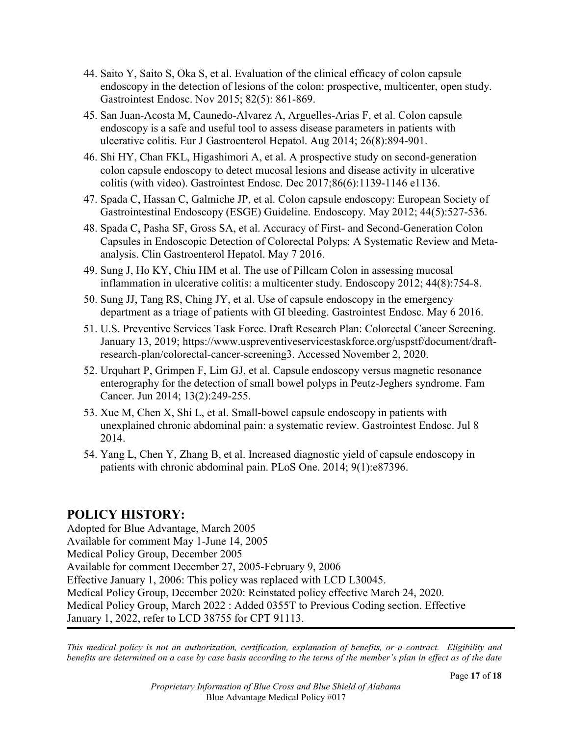44. Saito Y, Saito S, Oka S, et al. Evaluation of the clinical efficacy of colon capsule endoscopy in the detection of lesions of the colon: prospective, multicenter, open study. Gastrointest Endosc. Nov 2015; 82(5): 861-869.
45. San Juan-Acosta M, Caunedo-Alvarez A, Arguelles-Arias F, et al. Colon capsule endoscopy is a safe and useful tool to assess disease parameters in patients with ulcerative colitis. Eur J Gastroenterol Hepatol. Aug 2014; 26(8):894-901.
46. Shi HY, Chan FKL, Higashimori A, et al. A prospective study on second-generation colon capsule endoscopy to detect mucosal lesions and disease activity in ulcerative colitis (with video). Gastrointest Endosc. Dec 2017;86(6):1139-1146 e1136.
47. Spada C, Hassan C, Galmiche JP, et al. Colon capsule endoscopy: European Society of Gastrointestinal Endoscopy (ESGE) Guideline. Endoscopy. May 2012; 44(5):527-536.
48. Spada C, Pasha SF, Gross SA, et al. Accuracy of First- and Second-Generation Colon Capsules in Endoscopic Detection of Colorectal Polyps: A Systematic Review and Meta-analysis. Clin Gastroenterol Hepatol. May 7 2016.
49. Sung J, Ho KY, Chiu HM et al. The use of Pillcam Colon in assessing mucosal inflammation in ulcerative colitis: a multicenter study. Endoscopy 2012; 44(8):754-8.
50. Sung JJ, Tang RS, Ching JY, et al. Use of capsule endoscopy in the emergency department as a triage of patients with GI bleeding. Gastrointest Endosc. May 6 2016.
51. U.S. Preventive Services Task Force. Draft Research Plan: Colorectal Cancer Screening. January 13, 2019; https://www.uspreventiveservicestaskforce.org/uspstf/document/draft-research-plan/colorectal-cancer-screening3. Accessed November 2, 2020.
52. Urquhart P, Grimpen F, Lim GJ, et al. Capsule endoscopy versus magnetic resonance enterography for the detection of small bowel polyps in Peutz-Jeghers syndrome. Fam Cancer. Jun 2014; 13(2):249-255.
53. Xue M, Chen X, Shi L, et al. Small-bowel capsule endoscopy in patients with unexplained chronic abdominal pain: a systematic review. Gastrointest Endosc. Jul 8 2014.
54. Yang L, Chen Y, Zhang B, et al. Increased diagnostic yield of capsule endoscopy in patients with chronic abdominal pain. PLoS One. 2014; 9(1):e87396.

## POLICY HISTORY:

Adopted for Blue Advantage, March 2005
Available for comment May 1-June 14, 2005
Medical Policy Group, December 2005
Available for comment December 27, 2005-February 9, 2006
Effective January 1, 2006: This policy was replaced with LCD L30045.
Medical Policy Group, December 2020: Reinstated policy effective March 24, 2020.
Medical Policy Group, March 2022 : Added 0355T to Previous Coding section. Effective January 1, 2022, refer to LCD 38755 for CPT 91113.

*This medical policy is not an authorization, certification, explanation of benefits, or a contract. Eligibility and benefits are determined on a case by case basis according to the terms of the member's plan in effect as of the date*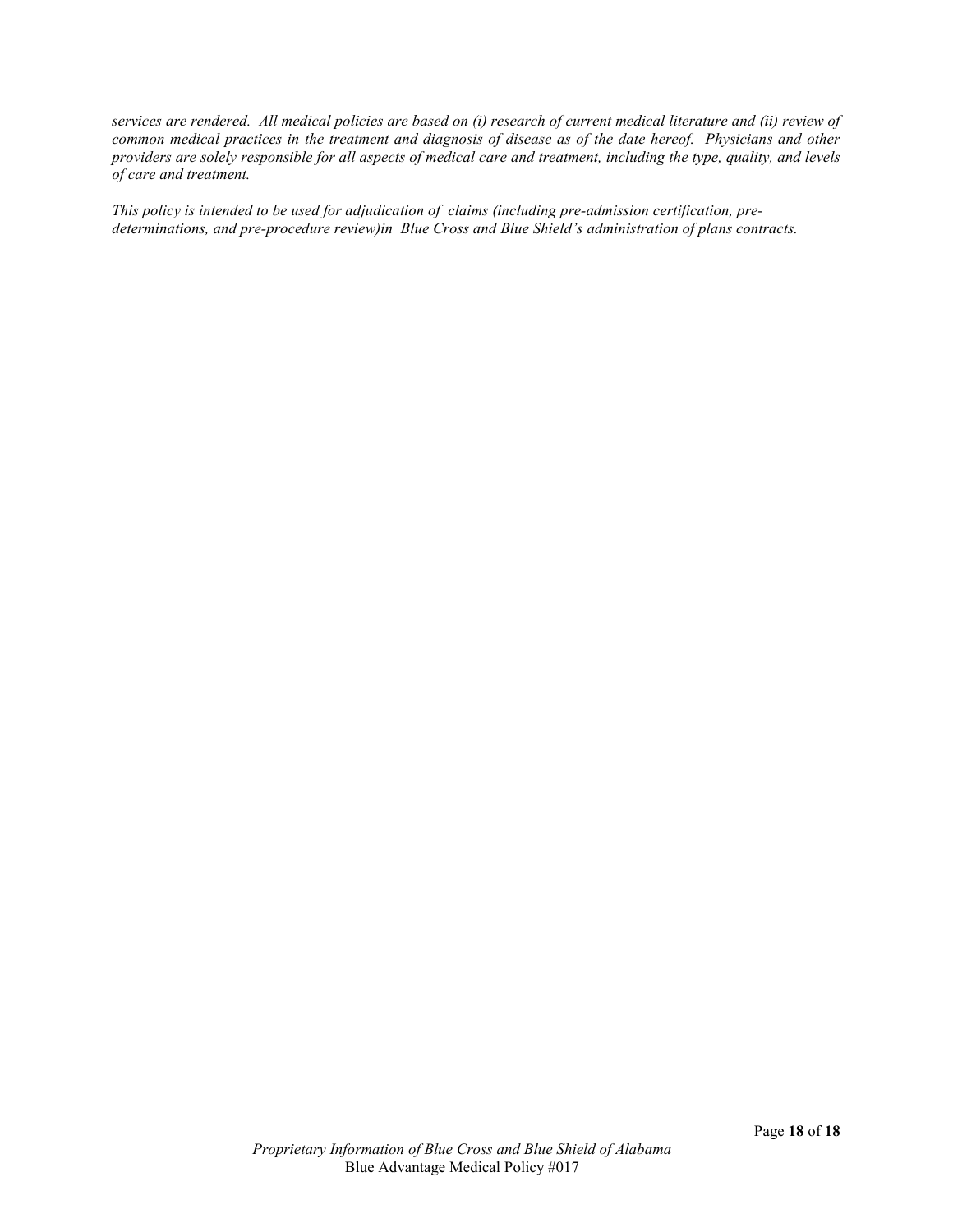*services are rendered. All medical policies are based on (i) research of current medical literature and (ii) review of common medical practices in the treatment and diagnosis of disease as of the date hereof. Physicians and other providers are solely responsible for all aspects of medical care and treatment, including the type, quality, and levels of care and treatment.*

*This policy is intended to be used for adjudication of claims (including pre-admission certification, pre-determinations, and pre-procedure review)in Blue Cross and Blue Shield's administration of plans contracts.*